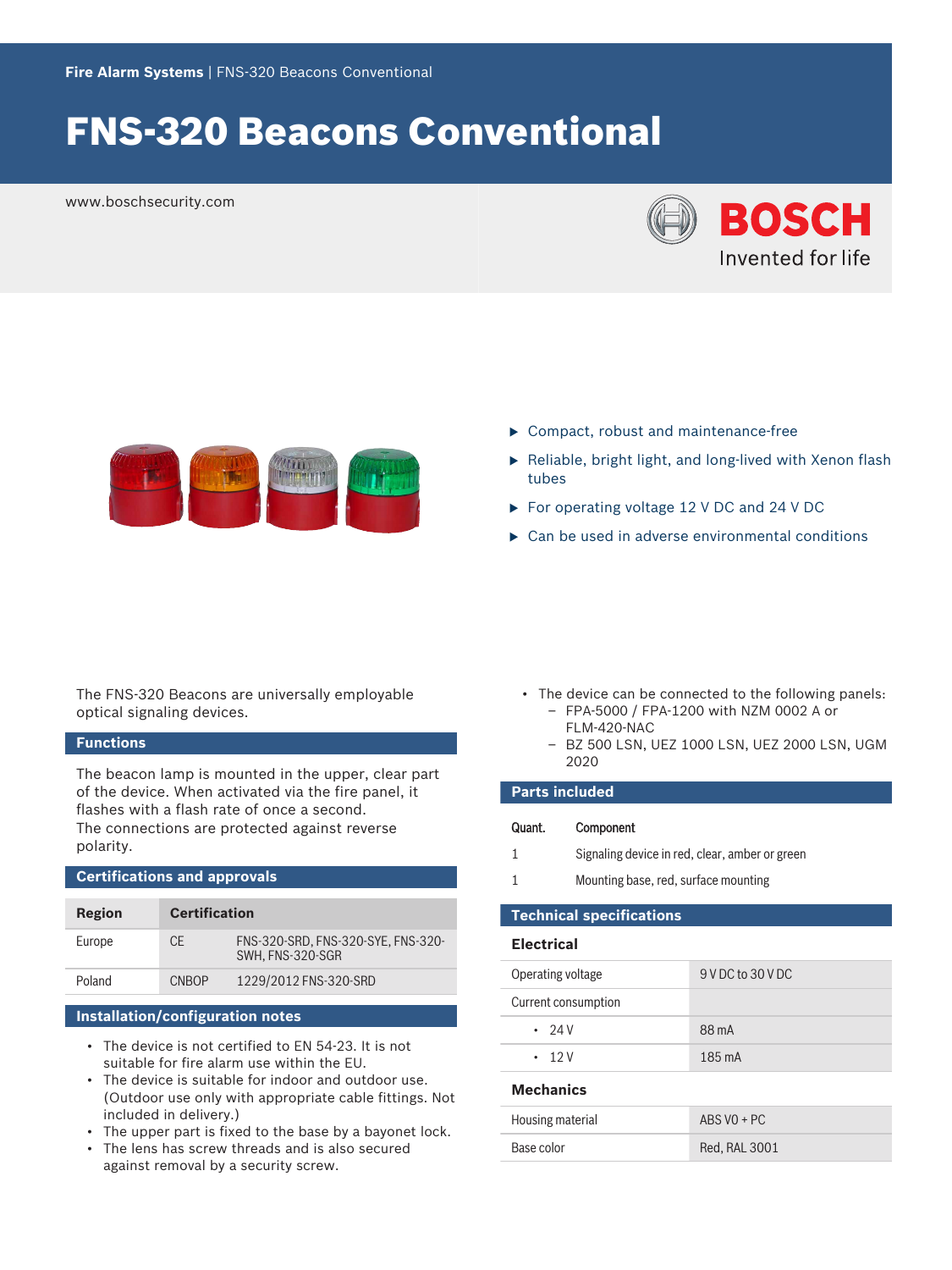Fire Alarm Systems | FNS-320 Beacons Conventional

# FNS-320 Beacons Conventional

www.boschsecurity.com

- Compact, robust and maintenance-free
- Reliable, bright light, and long-lived with Xenon flash tubes
- For operating voltage 12 V DC and 24 V DC
- Can be used in adverse environmental conditions

The FNS-320 Beacons are universally employable optical signaling devices.

## Functions

The beacon lamp is mounted in the upper, clear part of the device. When activated via the fire panel, it flashes with a flash rate of once a second.
The connections are protected against reverse polarity.

## Certifications and approvals

| Region | Certification | |
|---|---|---|
| Europe | CE | FNS-320-SRD, FNS-320-SYE, FNS-320-SWH, FNS-320-SGR |
| Poland | CNBOP | 1229/2012 FNS-320-SRD |

## Installation/configuration notes

- The device is not certified to EN 54-23. It is not suitable for fire alarm use within the EU.
- The device is suitable for indoor and outdoor use. (Outdoor use only with appropriate cable fittings. Not included in delivery.)
- The upper part is fixed to the base by a bayonet lock.
- The lens has screw threads and is also secured against removal by a security screw.
- The device can be connected to the following panels:
  - FPA-5000 / FPA-1200 with NZM 0002 A or FLM-420-NAC
  - BZ 500 LSN, UEZ 1000 LSN, UEZ 2000 LSN, UGM 2020

## Parts included

| Quant. | Component |
|---|---|
| 1 | Signaling device in red, clear, amber or green |
| 1 | Mounting base, red, surface mounting |

## Technical specifications

### Electrical

| | |
|---|---|
| Operating voltage | 9 V DC to 30 V DC |
| Current consumption | |
| • 24 V | 88 mA |
| • 12 V | 185 mA |

### Mechanics

| | |
|---|---|
| Housing material | ABS V0 + PC |
| Base color | Red, RAL 3001 |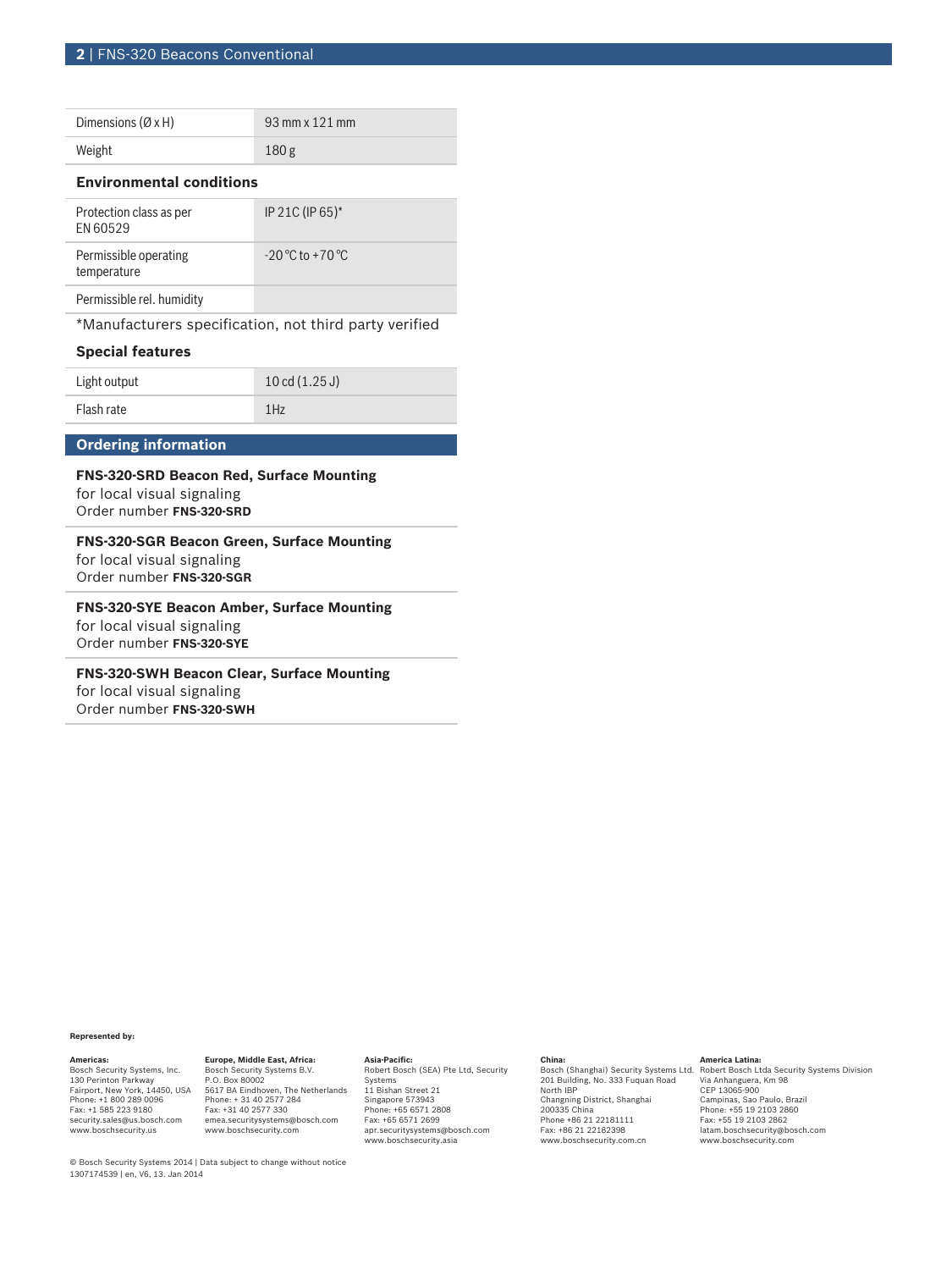| | |
|---|---|
| Dimensions (Ø x H) | 93 mm x 121 mm |
| Weight | 180 g |

### Environmental conditions

| | |
|---|---|
| Protection class as per EN 60529 | IP 21C (IP 65)* |
| Permissible operating temperature | -20 °C to +70 °C |
| Permissible rel. humidity | |

*Manufacturers specification, not third party verified

### Special features

| | |
|---|---|
| Light output | 10 cd (1.25 J) |
| Flash rate | 1Hz |

## Ordering information

**FNS-320-SRD Beacon Red, Surface Mounting**
for local visual signaling
Order number **FNS-320-SRD**

**FNS-320-SGR Beacon Green, Surface Mounting**
for local visual signaling
Order number **FNS-320-SGR**

**FNS-320-SYE Beacon Amber, Surface Mounting**
for local visual signaling
Order number **FNS-320-SYE**

**FNS-320-SWH Beacon Clear, Surface Mounting**
for local visual signaling
Order number **FNS-320-SWH**

**Represented by:**

**Americas:**
Bosch Security Systems, Inc.
130 Perinton Parkway
Fairport, New York, 14450, USA
Phone: +1 800 289 0096
Fax: +1 585 223 9180
security.sales@us.bosch.com
www.boschsecurity.us

**Europe, Middle East, Africa:**
Bosch Security Systems B.V.
P.O. Box 80002
5617 BA Eindhoven, The Netherlands
Phone: + 31 40 2577 284
Fax: +31 40 2577 330
emea.securitysystems@bosch.com
www.boschsecurity.com

**Asia-Pacific:**
Robert Bosch (SEA) Pte Ltd, Security Systems
11 Bishan Street 21
Singapore 573943
Phone: +65 6571 2808
Fax: +65 6571 2699
apr.securitysystems@bosch.com
www.boschsecurity.asia

**China:**
Bosch (Shanghai) Security Systems Ltd.
201 Building, No. 333 Fuquan Road
North IBP
Changning District, Shanghai
200335 China
Phone +86 21 22181111
Fax: +86 21 22182398
www.boschsecurity.com.cn

**America Latina:**
Robert Bosch Ltda Security Systems Division
Via Anhanguera, Km 98
CEP 13065-900
Campinas, Sao Paulo, Brazil
Phone: +55 19 2103 2860
Fax: +55 19 2103 2862
latam.boschsecurity@bosch.com
www.boschsecurity.com

© Bosch Security Systems 2014 | Data subject to change without notice
1307174539 | en, V6, 13. Jan 2014